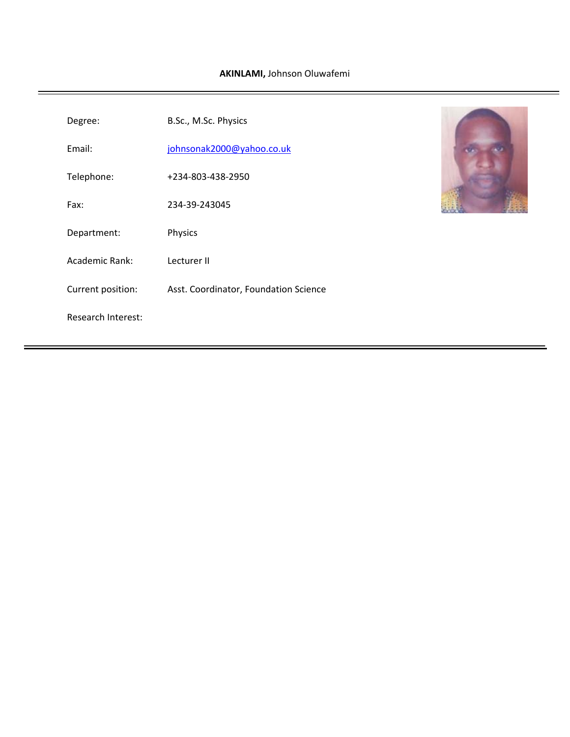**AKINLAMI,** Johnson Oluwafemi

---

| | |
|---|---|
| Degree: | B.Sc., M.Sc. Physics |
| Email: | johnsonak2000@yahoo.co.uk |
| Telephone: | +234-803-438-2950 |
| Fax: | 234-39-243045 |
| Department: | Physics |
| Academic Rank: | Lecturer II |
| Current position: | Asst. Coordinator, Foundation Science |
| Research Interest: | |

---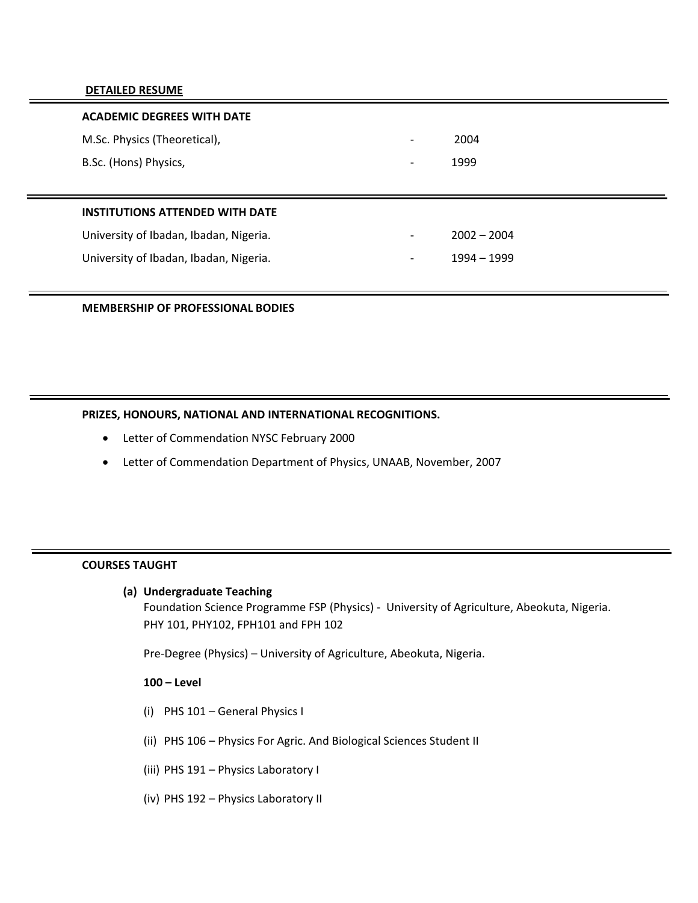**DETAILED RESUME**

---

**ACADEMIC DEGREES WITH DATE**

| | | |
|---|---|---|
| M.Sc. Physics (Theoretical), | - | 2004 |
| B.Sc. (Hons) Physics, | - | 1999 |

---

**INSTITUTIONS ATTENDED WITH DATE**

| | | |
|---|---|---|
| University of Ibadan, Ibadan, Nigeria. | - | 2002 – 2004 |
| University of Ibadan, Ibadan, Nigeria. | - | 1994 – 1999 |

---

**MEMBERSHIP OF PROFESSIONAL BODIES**

---

**PRIZES, HONOURS, NATIONAL AND INTERNATIONAL RECOGNITIONS.**

- Letter of Commendation NYSC February 2000
- Letter of Commendation Department of Physics, UNAAB, November, 2007

---

**COURSES TAUGHT**

**(a) Undergraduate Teaching**

Foundation Science Programme FSP (Physics) - University of Agriculture, Abeokuta, Nigeria. PHY 101, PHY102, FPH101 and FPH 102

Pre-Degree (Physics) – University of Agriculture, Abeokuta, Nigeria.

**100 – Level**

(i) PHS 101 – General Physics I

(ii) PHS 106 – Physics For Agric. And Biological Sciences Student II

(iii) PHS 191 – Physics Laboratory I

(iv) PHS 192 – Physics Laboratory II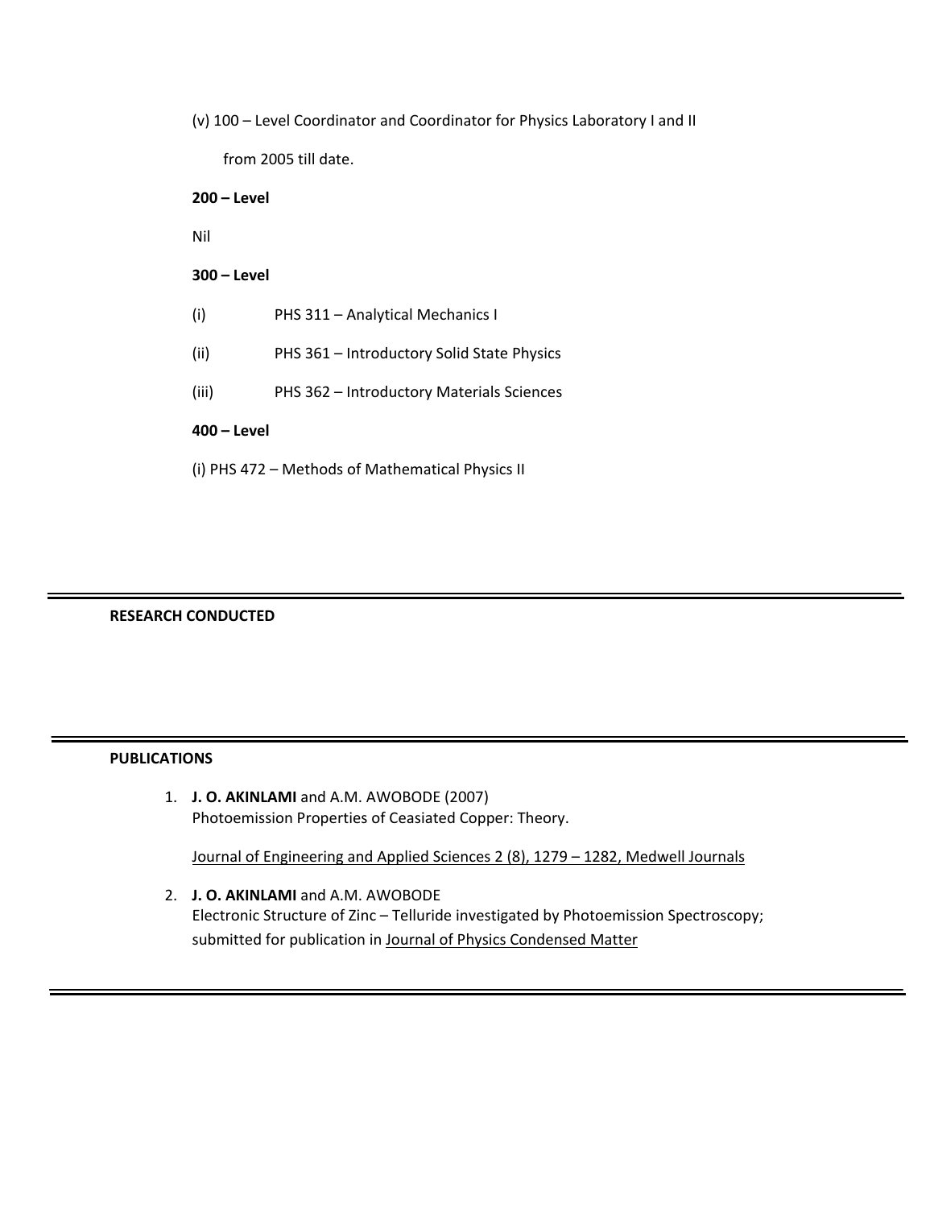(v) 100 – Level Coordinator and Coordinator for Physics Laboratory I and II

from 2005 till date.

**200 – Level**

Nil

**300 – Level**

(i) PHS 311 – Analytical Mechanics I

(ii) PHS 361 – Introductory Solid State Physics

(iii) PHS 362 – Introductory Materials Sciences

**400 – Level**

(i) PHS 472 – Methods of Mathematical Physics II

---

**RESEARCH CONDUCTED**

---

**PUBLICATIONS**

1. **J. O. AKINLAMI** and A.M. AWOBODE (2007)
   Photoemission Properties of Ceasiated Copper: Theory.

   Journal of Engineering and Applied Sciences 2 (8), 1279 – 1282, Medwell Journals

2. **J. O. AKINLAMI** and A.M. AWOBODE
   Electronic Structure of Zinc – Telluride investigated by Photoemission Spectroscopy;
   submitted for publication in Journal of Physics Condensed Matter

---